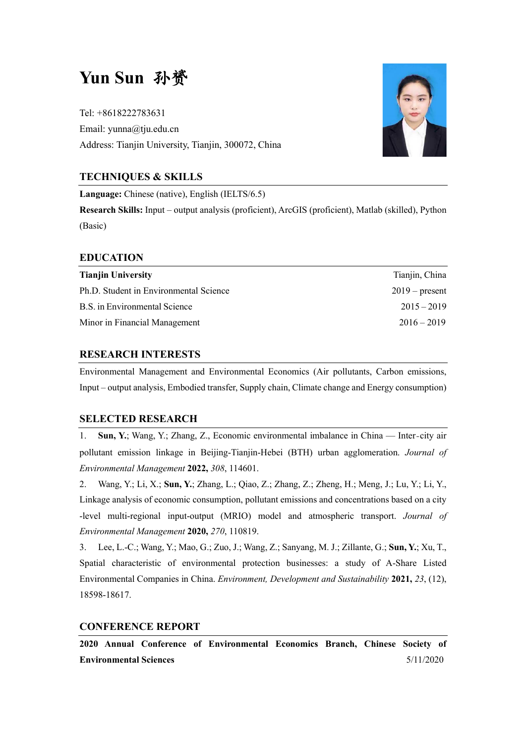# Yun Sun 孙赟

Tel: +8618222783631

Email: yunna@tju.edu.cn

Address: Tianjin University, Tianjin, 300072, China

## TECHNIQUES & SKILLS

**Language:** Chinese (native), English (IELTS/6.5)

**Research Skills:** Input – output analysis (proficient), ArcGIS (proficient), Matlab (skilled), Python (Basic)

## EDUCATION

| **Tianjin University** | Tianjin, China |
|---|---|
| Ph.D. Student in Environmental Science | 2019 – present |
| B.S. in Environmental Science | 2015 – 2019 |
| Minor in Financial Management | 2016 – 2019 |

## RESEARCH INTERESTS

Environmental Management and Environmental Economics (Air pollutants, Carbon emissions, Input – output analysis, Embodied transfer, Supply chain, Climate change and Energy consumption)

## SELECTED RESEARCH

1. **Sun, Y.**; Wang, Y.; Zhang, Z., Economic environmental imbalance in China — Inter-city air pollutant emission linkage in Beijing-Tianjin-Hebei (BTH) urban agglomeration. *Journal of Environmental Management* **2022,** *308*, 114601.
2. Wang, Y.; Li, X.; **Sun, Y.**; Zhang, L.; Qiao, Z.; Zhang, Z.; Zheng, H.; Meng, J.; Lu, Y.; Li, Y., Linkage analysis of economic consumption, pollutant emissions and concentrations based on a city-level multi-regional input-output (MRIO) model and atmospheric transport. *Journal of Environmental Management* **2020,** *270*, 110819.
3. Lee, L.-C.; Wang, Y.; Mao, G.; Zuo, J.; Wang, Z.; Sanyang, M. J.; Zillante, G.; **Sun, Y.**; Xu, T., Spatial characteristic of environmental protection businesses: a study of A-Share Listed Environmental Companies in China. *Environment, Development and Sustainability* **2021,** *23*, (12), 18598-18617.

## CONFERENCE REPORT

**2020 Annual Conference of Environmental Economics Branch, Chinese Society of Environmental Sciences** 5/11/2020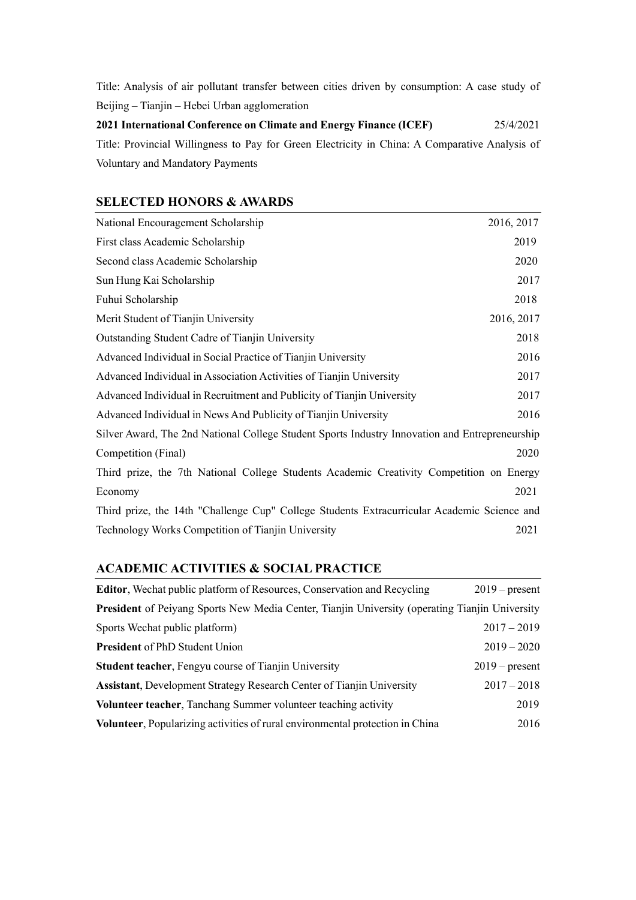Title: Analysis of air pollutant transfer between cities driven by consumption: A case study of Beijing – Tianjin – Hebei Urban agglomeration

**2021 International Conference on Climate and Energy Finance (ICEF)** 25/4/2021

Title: Provincial Willingness to Pay for Green Electricity in China: A Comparative Analysis of Voluntary and Mandatory Payments

## SELECTED HONORS & AWARDS

National Encouragement Scholarship 2016, 2017

First class Academic Scholarship 2019

Second class Academic Scholarship 2020

Sun Hung Kai Scholarship 2017

Fuhui Scholarship 2018

Merit Student of Tianjin University 2016, 2017

Outstanding Student Cadre of Tianjin University 2018

Advanced Individual in Social Practice of Tianjin University 2016

Advanced Individual in Association Activities of Tianjin University 2017

Advanced Individual in Recruitment and Publicity of Tianjin University 2017

Advanced Individual in News And Publicity of Tianjin University 2016

Silver Award, The 2nd National College Student Sports Industry Innovation and Entrepreneurship Competition (Final) 2020

Third prize, the 7th National College Students Academic Creativity Competition on Energy Economy 2021

Third prize, the 14th "Challenge Cup" College Students Extracurricular Academic Science and Technology Works Competition of Tianjin University 2021

## ACADEMIC ACTIVITIES & SOCIAL PRACTICE

**Editor**, Wechat public platform of Resources, Conservation and Recycling 2019 – present

**President** of Peiyang Sports New Media Center, Tianjin University (operating Tianjin University Sports Wechat public platform) 2017 – 2019

**President** of PhD Student Union 2019 – 2020

**Student teacher**, Fengyu course of Tianjin University 2019 – present

**Assistant**, Development Strategy Research Center of Tianjin University 2017 – 2018

**Volunteer teacher**, Tanchang Summer volunteer teaching activity 2019

**Volunteer**, Popularizing activities of rural environmental protection in China 2016